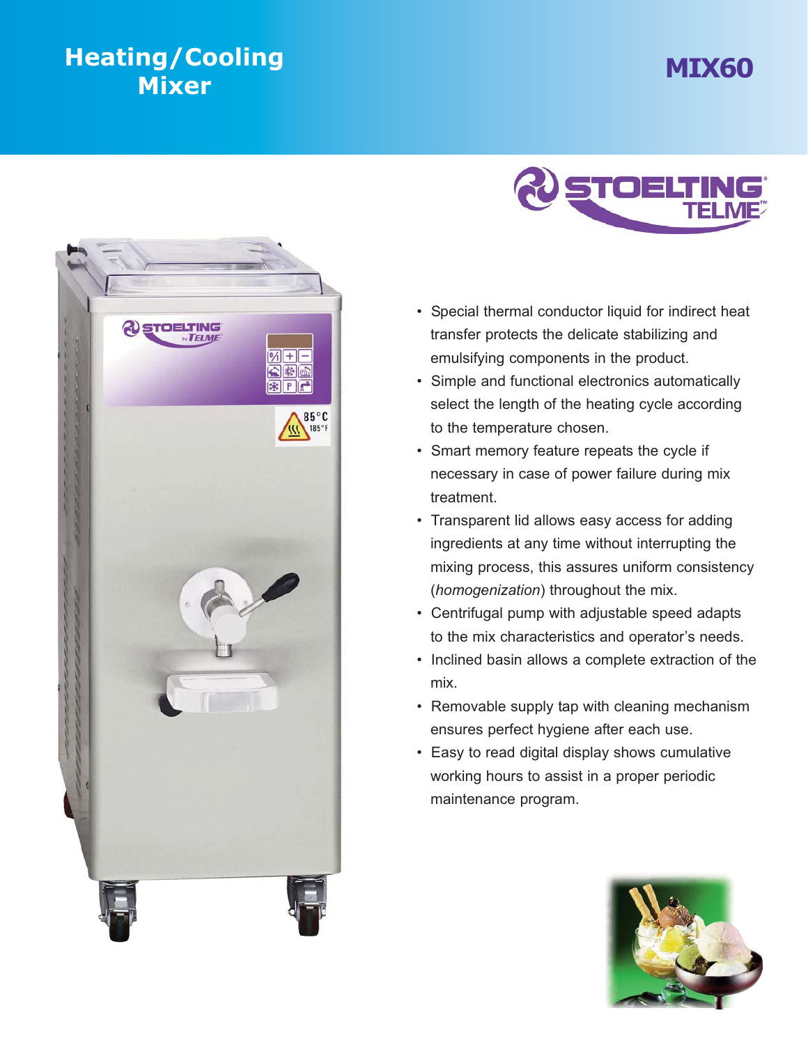# Heating/Cooling Mixer

## MIX60

- Special thermal conductor liquid for indirect heat transfer protects the delicate stabilizing and emulsifying components in the product.
- Simple and functional electronics automatically select the length of the heating cycle according to the temperature chosen.
- Smart memory feature repeats the cycle if necessary in case of power failure during mix treatment.
- Transparent lid allows easy access for adding ingredients at any time without interrupting the mixing process, this assures uniform consistency (*homogenization*) throughout the mix.
- Centrifugal pump with adjustable speed adapts to the mix characteristics and operator's needs.
- Inclined basin allows a complete extraction of the mix.
- Removable supply tap with cleaning mechanism ensures perfect hygiene after each use.
- Easy to read digital display shows cumulative working hours to assist in a proper periodic maintenance program.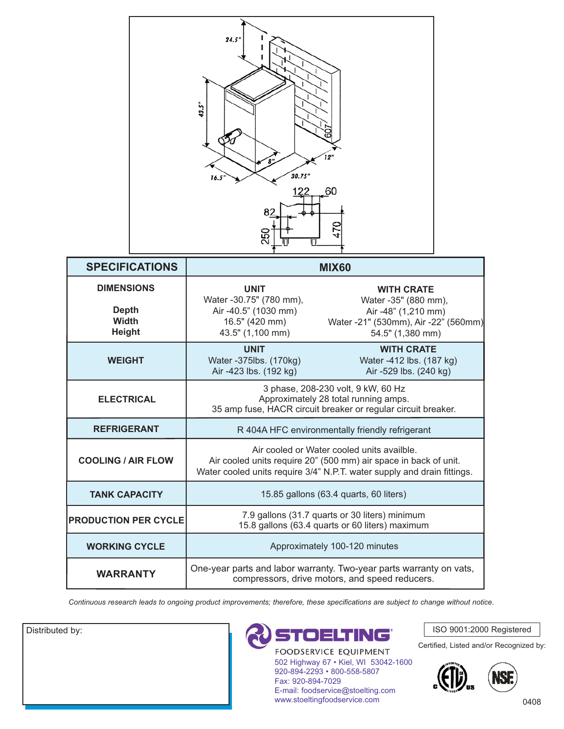24.5"

43.5"

8"

12"

16.5"

30.75"

607

122

60

82

250

470

| SPECIFICATIONS | MIX60 | |
|---|---|---|
| DIMENSIONS | **UNIT** | **WITH CRATE** |
| Depth | Water -30.75" (780 mm), Air -40.5" (1030 mm) | Water -35" (880 mm), Air -48" (1,210 mm) |
| Width | 16.5" (420 mm) | Water -21" (530mm), Air -22" (560mm) |
| Height | 43.5" (1,100 mm) | 54.5" (1,380 mm) |
| WEIGHT | **UNIT**<br>Water -375lbs. (170kg)<br>Air -423 lbs. (192 kg) | **WITH CRATE**<br>Water -412 lbs. (187 kg)<br>Air -529 lbs. (240 kg) |
| ELECTRICAL | 3 phase, 208-230 volt, 9 kW, 60 Hz<br>Approximately 28 total running amps.<br>35 amp fuse, HACR circuit breaker or regular circuit breaker. | |
| REFRIGERANT | R 404A HFC environmentally friendly refrigerant | |
| COOLING / AIR FLOW | Air cooled or Water cooled units availble.<br>Air cooled units require 20" (500 mm) air space in back of unit.<br>Water cooled units require 3/4" N.P.T. water supply and drain fittings. | |
| TANK CAPACITY | 15.85 gallons (63.4 quarts, 60 liters) | |
| PRODUCTION PER CYCLE | 7.9 gallons (31.7 quarts or 30 liters) minimum<br>15.8 gallons (63.4 quarts or 60 liters) maximum | |
| WORKING CYCLE | Approximately 100-120 minutes | |
| WARRANTY | One-year parts and labor warranty. Two-year parts warranty on vats, compressors, drive motors, and speed reducers. | |

*Continuous research leads to ongoing product improvements; therefore, these specifications are subject to change without notice.*

Distributed by:

**STOELTING**
FOODSERVICE EQUIPMENT
502 Highway 67 • Kiel, WI 53042-1600
920-894-2293 • 800-558-5807
Fax: 920-894-7029
E-mail: foodservice@stoelting.com
www.stoeltingfoodservice.com

ISO 9001:2000 Registered

Certified, Listed and/or Recognized by:

0408